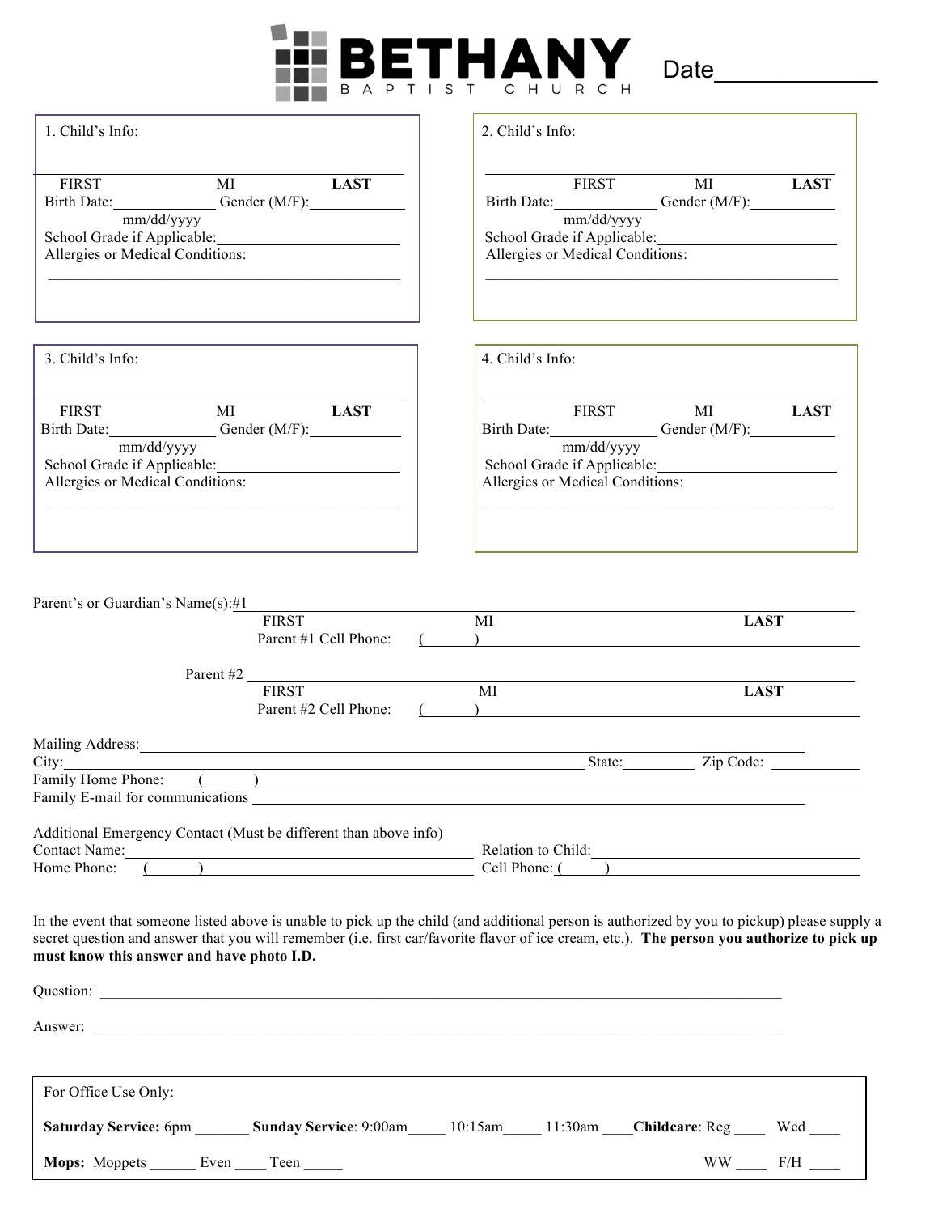# BETHANY
BAPTIST CHURCH

Date___________

1. Child's Info:

______________________________________________
FIRST MI **LAST**

Birth Date:____________ Gender (M/F):___________
mm/dd/yyyy

School Grade if Applicable:____________________

Allergies or Medical Conditions:

______________________________________________

2. Child's Info:

______________________________________________
FIRST MI **LAST**

Birth Date:____________ Gender (M/F):___________
mm/dd/yyyy

School Grade if Applicable:____________________

Allergies or Medical Conditions:

______________________________________________

3. Child's Info:

______________________________________________
FIRST MI **LAST**

Birth Date:____________ Gender (M/F):___________
mm/dd/yyyy

School Grade if Applicable:____________________

Allergies or Medical Conditions:

______________________________________________

4. Child's Info:

______________________________________________
FIRST MI **LAST**

Birth Date:____________ Gender (M/F):___________
mm/dd/yyyy

School Grade if Applicable:____________________

Allergies or Medical Conditions:

______________________________________________

Parent's or Guardian's Name(s):#1 ______________________________________________
FIRST MI **LAST**

Parent #1 Cell Phone: ( ) ______________________________________________

Parent #2 ______________________________________________
FIRST MI **LAST**

Parent #2 Cell Phone: ( ) ______________________________________________

Mailing Address:______________________________________________

City:______________________________________ State:_________ Zip Code: ___________

Family Home Phone: ( ) ______________________________________________

Family E-mail for communications ______________________________________________

Additional Emergency Contact (Must be different than above info)

Contact Name:______________________________ Relation to Child:______________________

Home Phone: ( ) ______________________________ Cell Phone: ( ) ______________________

In the event that someone listed above is unable to pick up the child (and additional person is authorized by you to pickup) please supply a secret question and answer that you will remember (i.e. first car/favorite flavor of ice cream, etc.). **The person you authorize to pick up must know this answer and have photo I.D.**

Question: ______________________________________________

Answer: ______________________________________________

For Office Use Only:

**Saturday Service:** 6pm _______ **Sunday Service**: 9:00am_____ 10:15am_____ 11:30am ____**Childcare**: Reg ____ Wed ____

**Mops:** Moppets ______ Even ____ Teen _____ WW ____ F/H ____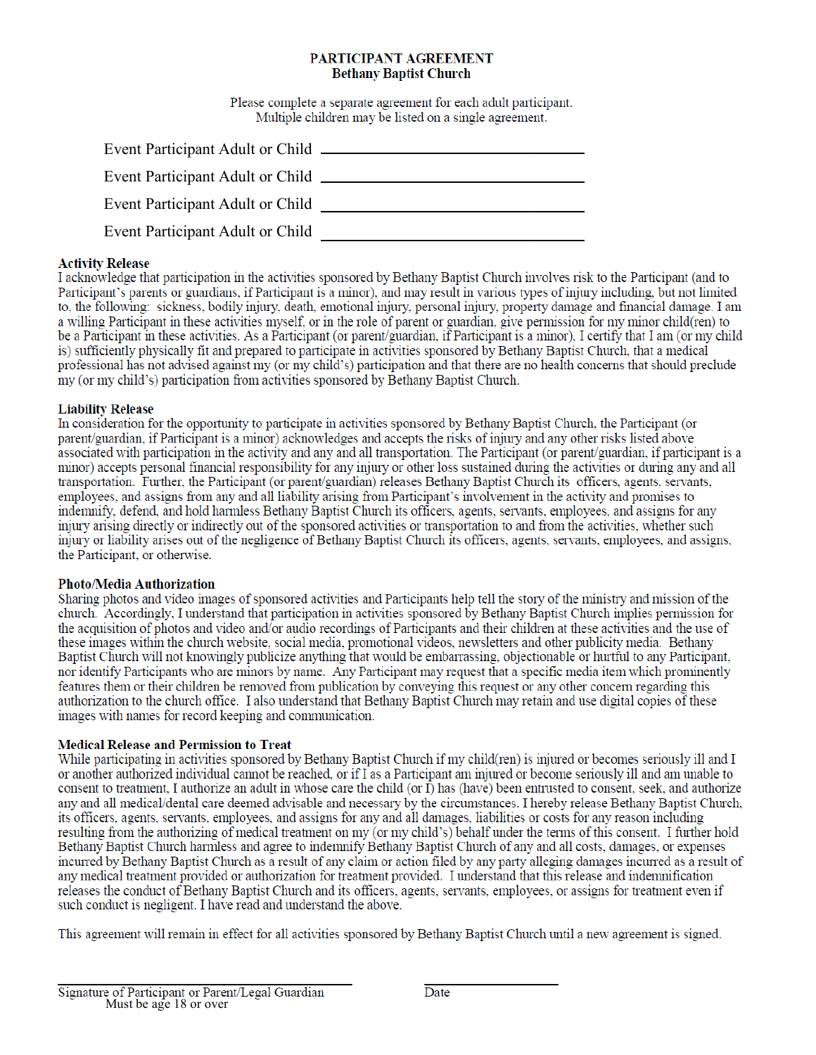# PARTICIPANT AGREEMENT
## Bethany Baptist Church

Please complete a separate agreement for each adult participant.
Multiple children may be listed on a single agreement.

Event Participant Adult or Child ______________________________

Event Participant Adult or Child ______________________________

Event Participant Adult or Child ______________________________

Event Participant Adult or Child ______________________________

### Activity Release

I acknowledge that participation in the activities sponsored by Bethany Baptist Church involves risk to the Participant (and to Participant's parents or guardians, if Participant is a minor), and may result in various types of injury including, but not limited to, the following: sickness, bodily injury, death, emotional injury, personal injury, property damage and financial damage. I am a willing Participant in these activities myself, or in the role of parent or guardian, give permission for my minor child(ren) to be a Participant in these activities. As a Participant (or parent/guardian, if Participant is a minor), I certify that I am (or my child is) sufficiently physically fit and prepared to participate in activities sponsored by Bethany Baptist Church, that a medical professional has not advised against my (or my child's) participation and that there are no health concerns that should preclude my (or my child's) participation from activities sponsored by Bethany Baptist Church.

### Liability Release

In consideration for the opportunity to participate in activities sponsored by Bethany Baptist Church, the Participant (or parent/guardian, if Participant is a minor) acknowledges and accepts the risks of injury and any other risks listed above associated with participation in the activity and any and all transportation. The Participant (or parent/guardian, if participant is a minor) accepts personal financial responsibility for any injury or other loss sustained during the activities or during any and all transportation. Further, the Participant (or parent/guardian) releases Bethany Baptist Church its officers, agents, servants, employees, and assigns from any and all liability arising from Participant's involvement in the activity and promises to indemnify, defend, and hold harmless Bethany Baptist Church its officers, agents, servants, employees, and assigns for any injury arising directly or indirectly out of the sponsored activities or transportation to and from the activities, whether such injury or liability arises out of the negligence of Bethany Baptist Church its officers, agents, servants, employees, and assigns, the Participant, or otherwise.

### Photo/Media Authorization

Sharing photos and video images of sponsored activities and Participants help tell the story of the ministry and mission of the church. Accordingly, I understand that participation in activities sponsored by Bethany Baptist Church implies permission for the acquisition of photos and video and/or audio recordings of Participants and their children at these activities and the use of these images within the church website, social media, promotional videos, newsletters and other publicity media. Bethany Baptist Church will not knowingly publicize anything that would be embarrassing, objectionable or hurtful to any Participant, nor identify Participants who are minors by name. Any Participant may request that a specific media item which prominently features them or their children be removed from publication by conveying this request or any other concern regarding this authorization to the church office. I also understand that Bethany Baptist Church may retain and use digital copies of these images with names for record keeping and communication.

### Medical Release and Permission to Treat

While participating in activities sponsored by Bethany Baptist Church if my child(ren) is injured or becomes seriously ill and I or another authorized individual cannot be reached, or if I as a Participant am injured or become seriously ill and am unable to consent to treatment, I authorize an adult in whose care the child (or I) has (have) been entrusted to consent, seek, and authorize any and all medical/dental care deemed advisable and necessary by the circumstances. I hereby release Bethany Baptist Church, its officers, agents, servants, employees, and assigns for any and all damages, liabilities or costs for any reason including resulting from the authorizing of medical treatment on my (or my child's) behalf under the terms of this consent. I further hold Bethany Baptist Church harmless and agree to indemnify Bethany Baptist Church of any and all costs, damages, or expenses incurred by Bethany Baptist Church as a result of any claim or action filed by any party alleging damages incurred as a result of any medical treatment provided or authorization for treatment provided. I understand that this release and indemnification releases the conduct of Bethany Baptist Church and its officers, agents, servants, employees, or assigns for treatment even if such conduct is negligent. I have read and understand the above.

This agreement will remain in effect for all activities sponsored by Bethany Baptist Church until a new agreement is signed.

______________________________ ______________

Signature of Participant or Parent/Legal Guardian — Date
Must be age 18 or over